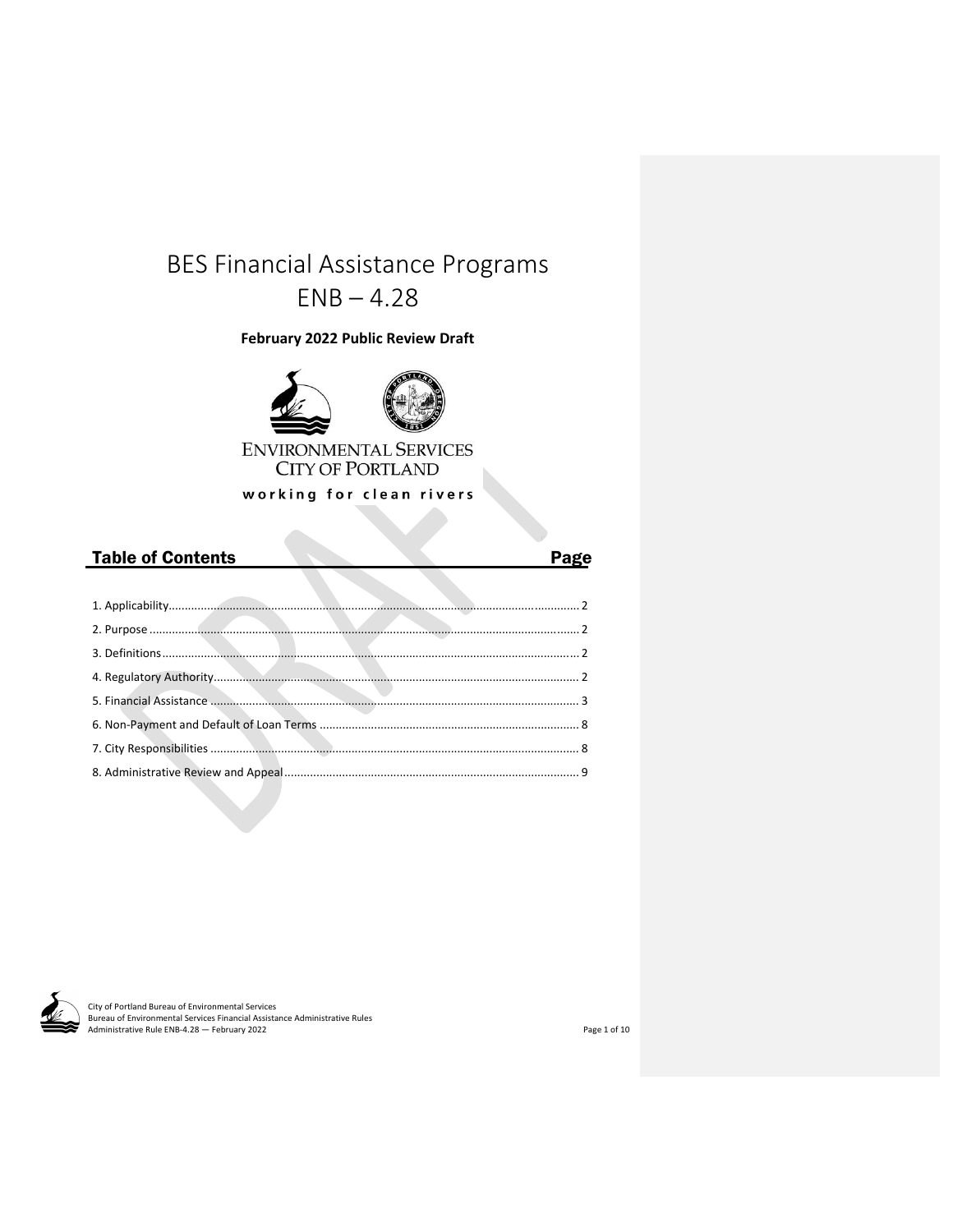# BES Financial Assistance Programs
# ENB – 4.28

**February 2022 Public Review Draft**

ENVIRONMENTAL SERVICES
CITY OF PORTLAND

working for clean rivers

## Table of Contents

| Section | Page |
|---|---|
| 1. Applicability | 2 |
| 2. Purpose | 2 |
| 3. Definitions | 2 |
| 4. Regulatory Authority | 2 |
| 5. Financial Assistance | 3 |
| 6. Non-Payment and Default of Loan Terms | 8 |
| 7. City Responsibilities | 8 |
| 8. Administrative Review and Appeal | 9 |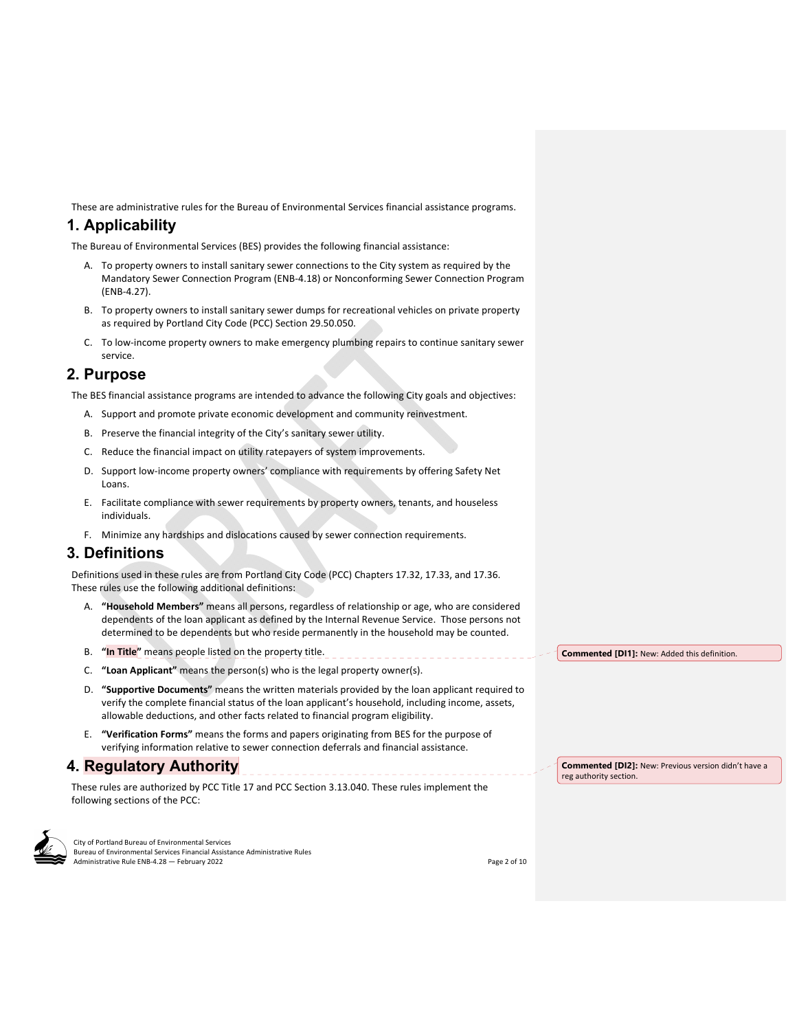These are administrative rules for the Bureau of Environmental Services financial assistance programs.

## 1. Applicability

The Bureau of Environmental Services (BES) provides the following financial assistance:

A. To property owners to install sanitary sewer connections to the City system as required by the Mandatory Sewer Connection Program (ENB-4.18) or Nonconforming Sewer Connection Program (ENB-4.27).

B. To property owners to install sanitary sewer dumps for recreational vehicles on private property as required by Portland City Code (PCC) Section 29.50.050.

C. To low-income property owners to make emergency plumbing repairs to continue sanitary sewer service.

## 2. Purpose

The BES financial assistance programs are intended to advance the following City goals and objectives:

A. Support and promote private economic development and community reinvestment.

B. Preserve the financial integrity of the City's sanitary sewer utility.

C. Reduce the financial impact on utility ratepayers of system improvements.

D. Support low-income property owners' compliance with requirements by offering Safety Net Loans.

E. Facilitate compliance with sewer requirements by property owners, tenants, and houseless individuals.

F. Minimize any hardships and dislocations caused by sewer connection requirements.

## 3. Definitions

Definitions used in these rules are from Portland City Code (PCC) Chapters 17.32, 17.33, and 17.36. These rules use the following additional definitions:

A. **"Household Members"** means all persons, regardless of relationship or age, who are considered dependents of the loan applicant as defined by the Internal Revenue Service. Those persons not determined to be dependents but who reside permanently in the household may be counted.

B. **"In Title"** means people listed on the property title.

**Commented [DI1]:** New: Added this definition.

C. **"Loan Applicant"** means the person(s) who is the legal property owner(s).

D. **"Supportive Documents"** means the written materials provided by the loan applicant required to verify the complete financial status of the loan applicant's household, including income, assets, allowable deductions, and other facts related to financial program eligibility.

E. **"Verification Forms"** means the forms and papers originating from BES for the purpose of verifying information relative to sewer connection deferrals and financial assistance.

## 4. Regulatory Authority

**Commented [DI2]:** New: Previous version didn't have a reg authority section.

These rules are authorized by PCC Title 17 and PCC Section 3.13.040. These rules implement the following sections of the PCC: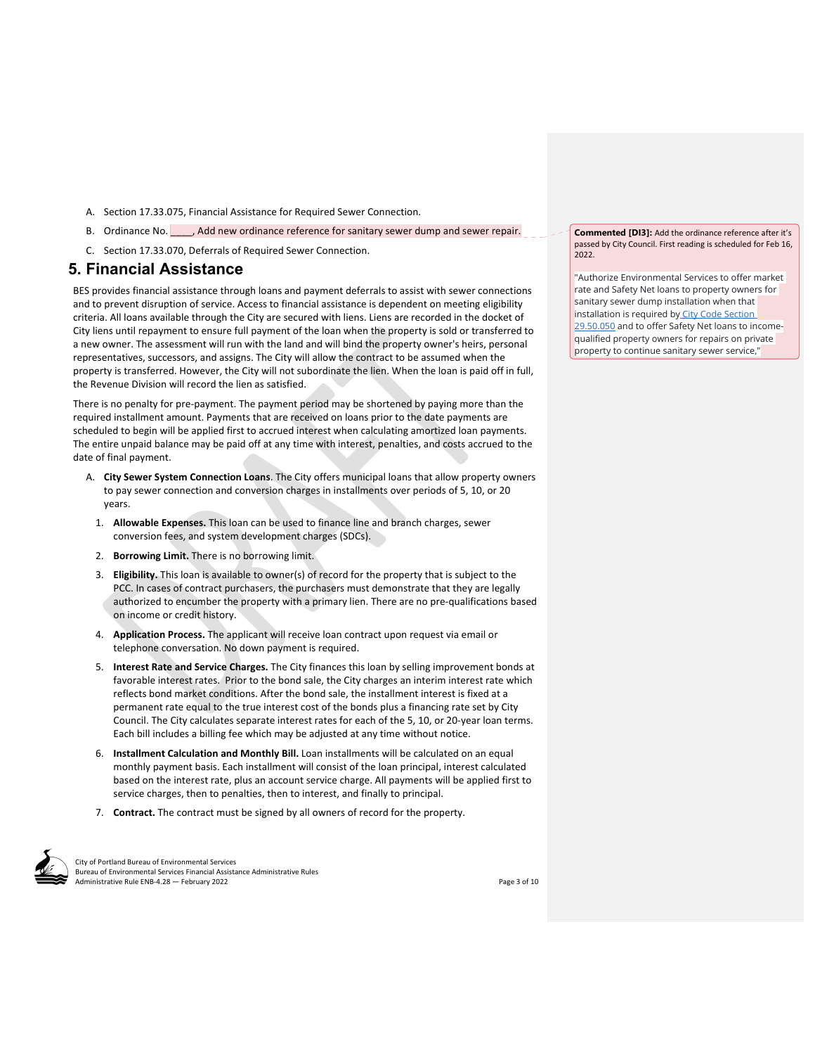A. Section 17.33.075, Financial Assistance for Required Sewer Connection.

B. Ordinance No. ____, Add new ordinance reference for sanitary sewer dump and sewer repair.

C. Section 17.33.070, Deferrals of Required Sewer Connection.

> **Commented [DI3]:** Add the ordinance reference after it's passed by City Council. First reading is scheduled for Feb 16, 2022.
>
> "Authorize Environmental Services to offer market rate and Safety Net loans to property owners for sanitary sewer dump installation when that installation is required by City Code Section 29.50.050 and to offer Safety Net loans to income-qualified property owners for repairs on private property to continue sanitary sewer service,"

## 5. Financial Assistance

BES provides financial assistance through loans and payment deferrals to assist with sewer connections and to prevent disruption of service. Access to financial assistance is dependent on meeting eligibility criteria. All loans available through the City are secured with liens. Liens are recorded in the docket of City liens until repayment to ensure full payment of the loan when the property is sold or transferred to a new owner. The assessment will run with the land and will bind the property owner's heirs, personal representatives, successors, and assigns. The City will allow the contract to be assumed when the property is transferred. However, the City will not subordinate the lien. When the loan is paid off in full, the Revenue Division will record the lien as satisfied.

There is no penalty for pre-payment. The payment period may be shortened by paying more than the required installment amount. Payments that are received on loans prior to the date payments are scheduled to begin will be applied first to accrued interest when calculating amortized loan payments. The entire unpaid balance may be paid off at any time with interest, penalties, and costs accrued to the date of final payment.

A. **City Sewer System Connection Loans**. The City offers municipal loans that allow property owners to pay sewer connection and conversion charges in installments over periods of 5, 10, or 20 years.

1. **Allowable Expenses.** This loan can be used to finance line and branch charges, sewer conversion fees, and system development charges (SDCs).
2. **Borrowing Limit.** There is no borrowing limit.
3. **Eligibility.** This loan is available to owner(s) of record for the property that is subject to the PCC. In cases of contract purchasers, the purchasers must demonstrate that they are legally authorized to encumber the property with a primary lien. There are no pre-qualifications based on income or credit history.
4. **Application Process.** The applicant will receive loan contract upon request via email or telephone conversation. No down payment is required.
5. **Interest Rate and Service Charges.** The City finances this loan by selling improvement bonds at favorable interest rates. Prior to the bond sale, the City charges an interim interest rate which reflects bond market conditions. After the bond sale, the installment interest is fixed at a permanent rate equal to the true interest cost of the bonds plus a financing rate set by City Council. The City calculates separate interest rates for each of the 5, 10, or 20-year loan terms. Each bill includes a billing fee which may be adjusted at any time without notice.
6. **Installment Calculation and Monthly Bill.** Loan installments will be calculated on an equal monthly payment basis. Each installment will consist of the loan principal, interest calculated based on the interest rate, plus an account service charge. All payments will be applied first to service charges, then to penalties, then to interest, and finally to principal.
7. **Contract.** The contract must be signed by all owners of record for the property.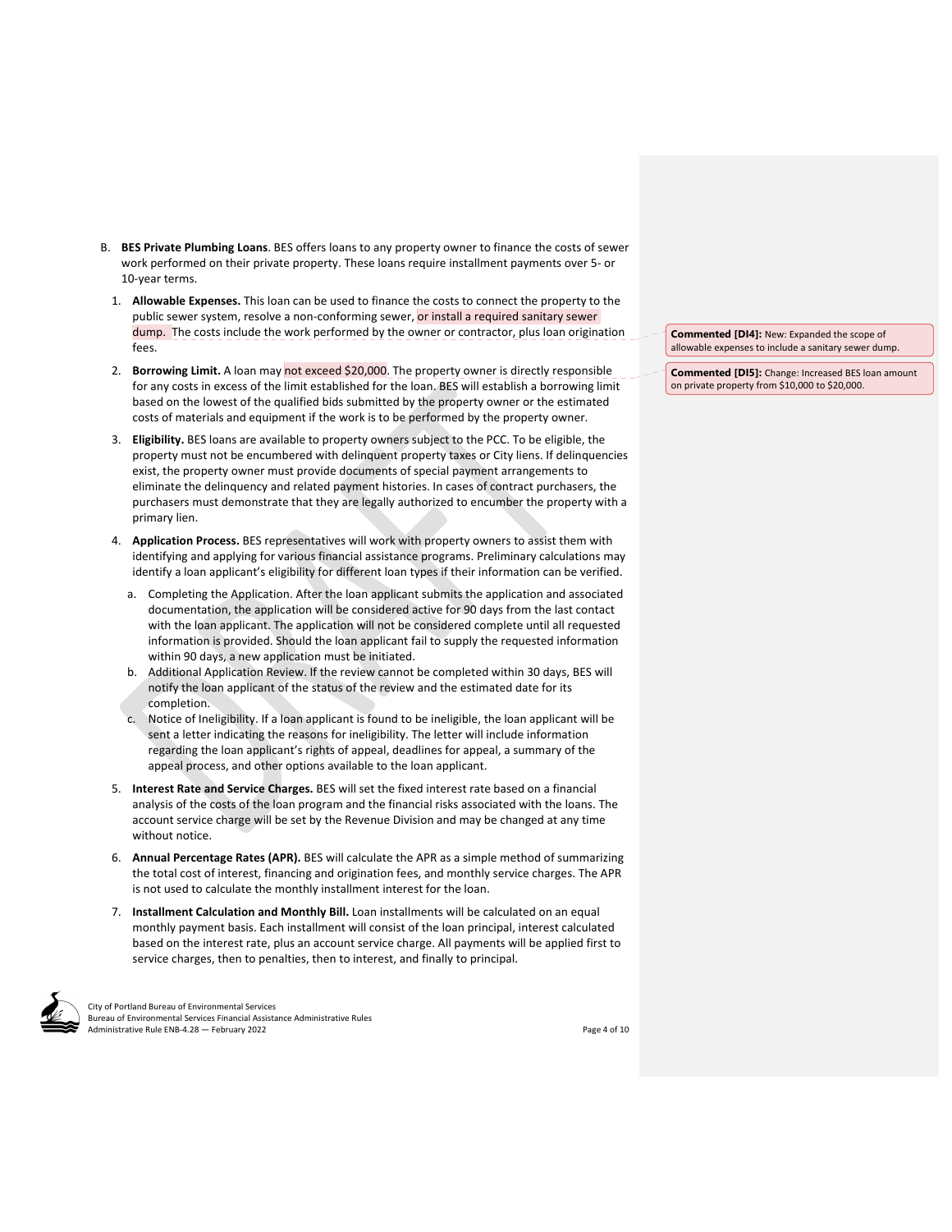B. **BES Private Plumbing Loans**. BES offers loans to any property owner to finance the costs of sewer work performed on their private property. These loans require installment payments over 5- or 10-year terms.

1. **Allowable Expenses.** This loan can be used to finance the costs to connect the property to the public sewer system, resolve a non-conforming sewer, or install a required sanitary sewer dump. The costs include the work performed by the owner or contractor, plus loan origination fees.

2. **Borrowing Limit.** A loan may not exceed $20,000. The property owner is directly responsible for any costs in excess of the limit established for the loan. BES will establish a borrowing limit based on the lowest of the qualified bids submitted by the property owner or the estimated costs of materials and equipment if the work is to be performed by the property owner.

3. **Eligibility.** BES loans are available to property owners subject to the PCC. To be eligible, the property must not be encumbered with delinquent property taxes or City liens. If delinquencies exist, the property owner must provide documents of special payment arrangements to eliminate the delinquency and related payment histories. In cases of contract purchasers, the purchasers must demonstrate that they are legally authorized to encumber the property with a primary lien.

4. **Application Process.** BES representatives will work with property owners to assist them with identifying and applying for various financial assistance programs. Preliminary calculations may identify a loan applicant's eligibility for different loan types if their information can be verified.

   a. Completing the Application. After the loan applicant submits the application and associated documentation, the application will be considered active for 90 days from the last contact with the loan applicant. The application will not be considered complete until all requested information is provided. Should the loan applicant fail to supply the requested information within 90 days, a new application must be initiated.

   b. Additional Application Review. If the review cannot be completed within 30 days, BES will notify the loan applicant of the status of the review and the estimated date for its completion.

   c. Notice of Ineligibility. If a loan applicant is found to be ineligible, the loan applicant will be sent a letter indicating the reasons for ineligibility. The letter will include information regarding the loan applicant's rights of appeal, deadlines for appeal, a summary of the appeal process, and other options available to the loan applicant.

5. **Interest Rate and Service Charges.** BES will set the fixed interest rate based on a financial analysis of the costs of the loan program and the financial risks associated with the loans. The account service charge will be set by the Revenue Division and may be changed at any time without notice.

6. **Annual Percentage Rates (APR).** BES will calculate the APR as a simple method of summarizing the total cost of interest, financing and origination fees, and monthly service charges. The APR is not used to calculate the monthly installment interest for the loan.

7. **Installment Calculation and Monthly Bill.** Loan installments will be calculated on an equal monthly payment basis. Each installment will consist of the loan principal, interest calculated based on the interest rate, plus an account service charge. All payments will be applied first to service charges, then to penalties, then to interest, and finally to principal.

**Commented [DI4]:** New: Expanded the scope of allowable expenses to include a sanitary sewer dump.

**Commented [DI5]:** Change: Increased BES loan amount on private property from $10,000 to $20,000.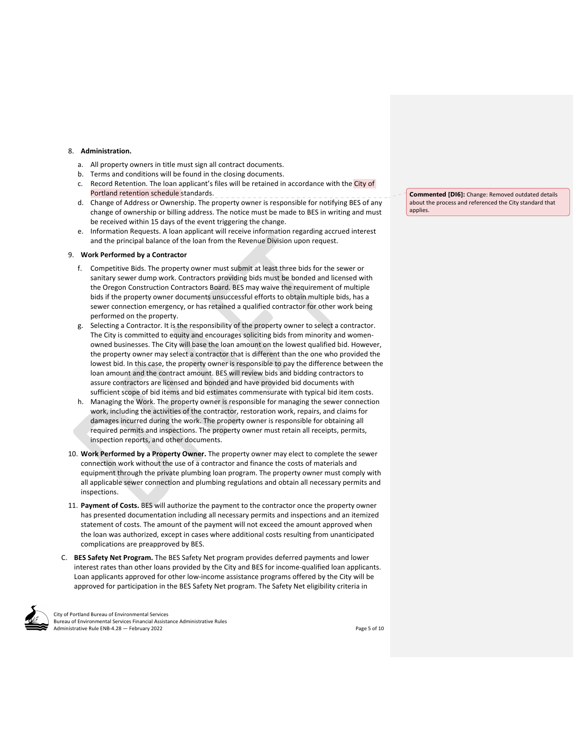8. **Administration.**

   a. All property owners in title must sign all contract documents.
   b. Terms and conditions will be found in the closing documents.
   c. Record Retention. The loan applicant's files will be retained in accordance with the City of Portland retention schedule standards.
   d. Change of Address or Ownership. The property owner is responsible for notifying BES of any change of ownership or billing address. The notice must be made to BES in writing and must be received within 15 days of the event triggering the change.
   e. Information Requests. A loan applicant will receive information regarding accrued interest and the principal balance of the loan from the Revenue Division upon request.

> **Commented [DI6]:** Change: Removed outdated details about the process and referenced the City standard that applies.

9. **Work Performed by a Contractor**

   f. Competitive Bids. The property owner must submit at least three bids for the sewer or sanitary sewer dump work. Contractors providing bids must be bonded and licensed with the Oregon Construction Contractors Board. BES may waive the requirement of multiple bids if the property owner documents unsuccessful efforts to obtain multiple bids, has a sewer connection emergency, or has retained a qualified contractor for other work being performed on the property.
   g. Selecting a Contractor. It is the responsibility of the property owner to select a contractor. The City is committed to equity and encourages soliciting bids from minority and women-owned businesses. The City will base the loan amount on the lowest qualified bid. However, the property owner may select a contractor that is different than the one who provided the lowest bid. In this case, the property owner is responsible to pay the difference between the loan amount and the contract amount. BES will review bids and bidding contractors to assure contractors are licensed and bonded and have provided bid documents with sufficient scope of bid items and bid estimates commensurate with typical bid item costs.
   h. Managing the Work. The property owner is responsible for managing the sewer connection work, including the activities of the contractor, restoration work, repairs, and claims for damages incurred during the work. The property owner is responsible for obtaining all required permits and inspections. The property owner must retain all receipts, permits, inspection reports, and other documents.

10. **Work Performed by a Property Owner.** The property owner may elect to complete the sewer connection work without the use of a contractor and finance the costs of materials and equipment through the private plumbing loan program. The property owner must comply with all applicable sewer connection and plumbing regulations and obtain all necessary permits and inspections.

11. **Payment of Costs.** BES will authorize the payment to the contractor once the property owner has presented documentation including all necessary permits and inspections and an itemized statement of costs. The amount of the payment will not exceed the amount approved when the loan was authorized, except in cases where additional costs resulting from unanticipated complications are preapproved by BES.

C. **BES Safety Net Program.** The BES Safety Net program provides deferred payments and lower interest rates than other loans provided by the City and BES for income-qualified loan applicants. Loan applicants approved for other low-income assistance programs offered by the City will be approved for participation in the BES Safety Net program. The Safety Net eligibility criteria in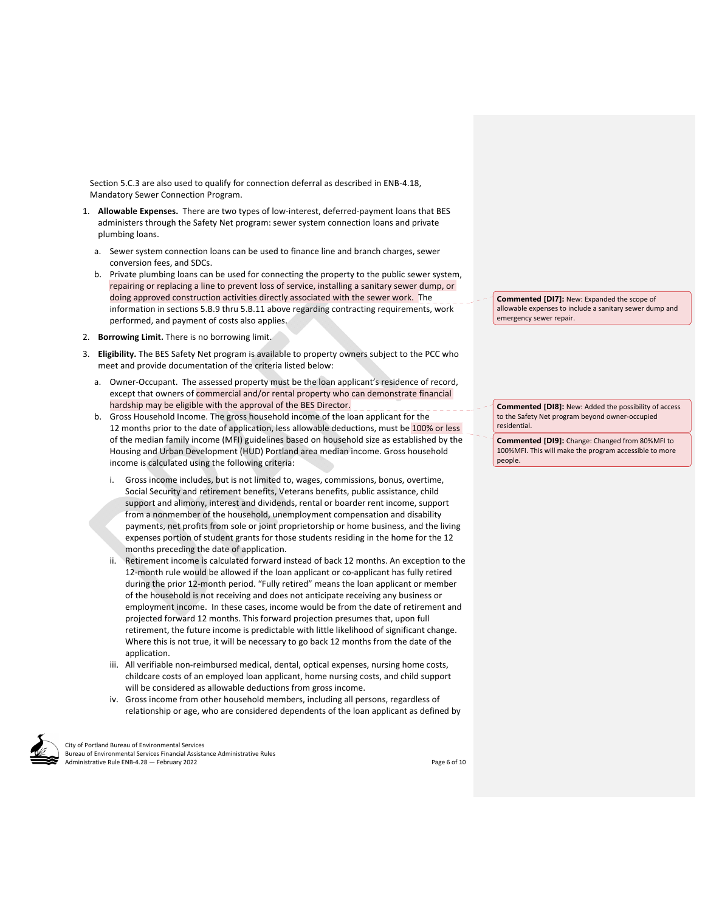Section 5.C.3 are also used to qualify for connection deferral as described in ENB-4.18, Mandatory Sewer Connection Program.

1. **Allowable Expenses.** There are two types of low-interest, deferred-payment loans that BES administers through the Safety Net program: sewer system connection loans and private plumbing loans.
   a. Sewer system connection loans can be used to finance line and branch charges, sewer conversion fees, and SDCs.
   b. Private plumbing loans can be used for connecting the property to the public sewer system, repairing or replacing a line to prevent loss of service, installing a sanitary sewer dump, or doing approved construction activities directly associated with the sewer work. The information in sections 5.B.9 thru 5.B.11 above regarding contracting requirements, work performed, and payment of costs also applies.

2. **Borrowing Limit.** There is no borrowing limit.

3. **Eligibility.** The BES Safety Net program is available to property owners subject to the PCC who meet and provide documentation of the criteria listed below:
   a. Owner-Occupant. The assessed property must be the loan applicant's residence of record, except that owners of commercial and/or rental property who can demonstrate financial hardship may be eligible with the approval of the BES Director.
   b. Gross Household Income. The gross household income of the loan applicant for the 12 months prior to the date of application, less allowable deductions, must be 100% or less of the median family income (MFI) guidelines based on household size as established by the Housing and Urban Development (HUD) Portland area median income. Gross household income is calculated using the following criteria:
      i. Gross income includes, but is not limited to, wages, commissions, bonus, overtime, Social Security and retirement benefits, Veterans benefits, public assistance, child support and alimony, interest and dividends, rental or boarder rent income, support from a nonmember of the household, unemployment compensation and disability payments, net profits from sole or joint proprietorship or home business, and the living expenses portion of student grants for those students residing in the home for the 12 months preceding the date of application.
      ii. Retirement income is calculated forward instead of back 12 months. An exception to the 12-month rule would be allowed if the loan applicant or co-applicant has fully retired during the prior 12-month period. "Fully retired" means the loan applicant or member of the household is not receiving and does not anticipate receiving any business or employment income. In these cases, income would be from the date of retirement and projected forward 12 months. This forward projection presumes that, upon full retirement, the future income is predictable with little likelihood of significant change. Where this is not true, it will be necessary to go back 12 months from the date of the application.
      iii. All verifiable non-reimbursed medical, dental, optical expenses, nursing home costs, childcare costs of an employed loan applicant, home nursing costs, and child support will be considered as allowable deductions from gross income.
      iv. Gross income from other household members, including all persons, regardless of relationship or age, who are considered dependents of the loan applicant as defined by

**Commented [DI7]:** New: Expanded the scope of allowable expenses to include a sanitary sewer dump and emergency sewer repair.

**Commented [DI8]:** New: Added the possibility of access to the Safety Net program beyond owner-occupied residential.

**Commented [DI9]:** Change: Changed from 80%MFI to 100%MFI. This will make the program accessible to more people.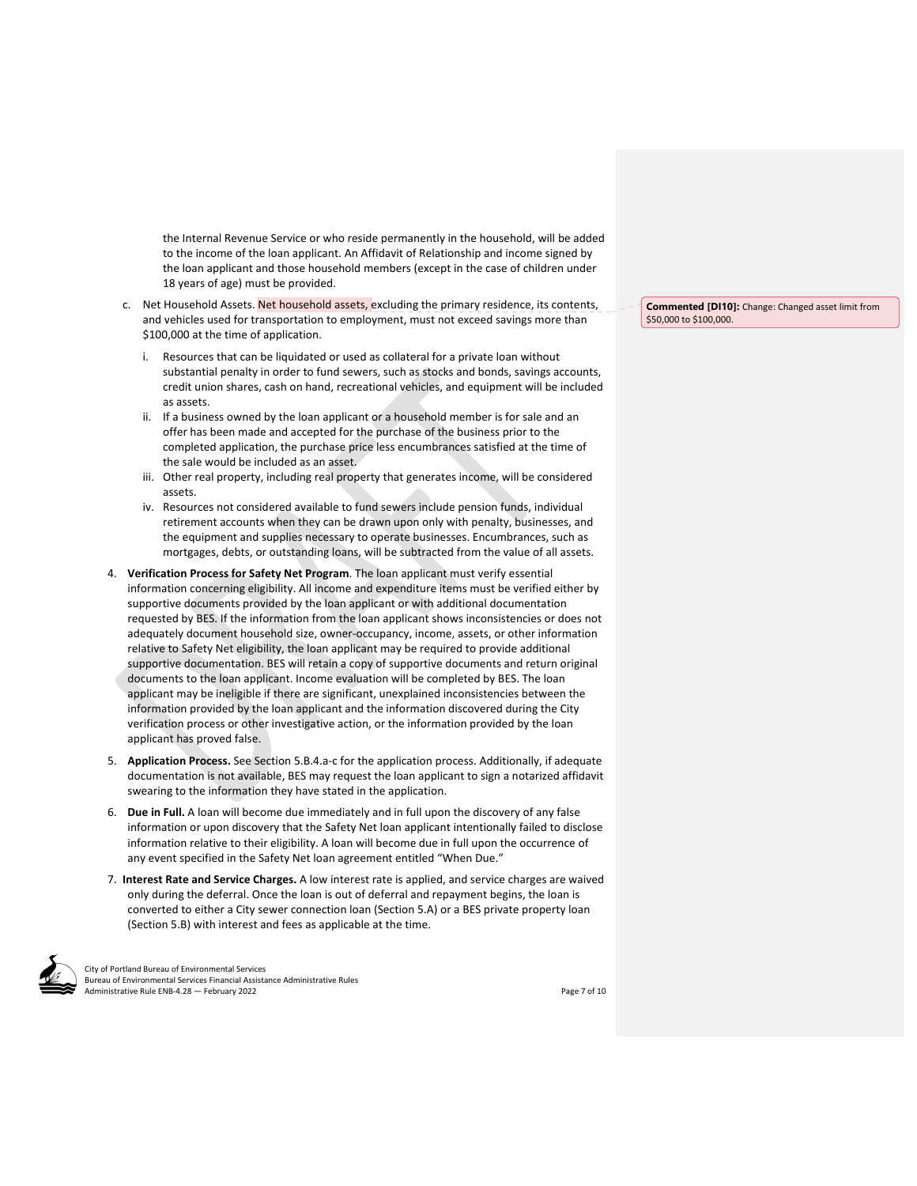the Internal Revenue Service or who reside permanently in the household, will be added to the income of the loan applicant. An Affidavit of Relationship and income signed by the loan applicant and those household members (except in the case of children under 18 years of age) must be provided.

c. Net Household Assets. Net household assets, excluding the primary residence, its contents, and vehicles used for transportation to employment, must not exceed savings more than $100,000 at the time of application.

   i. Resources that can be liquidated or used as collateral for a private loan without substantial penalty in order to fund sewers, such as stocks and bonds, savings accounts, credit union shares, cash on hand, recreational vehicles, and equipment will be included as assets.

   ii. If a business owned by the loan applicant or a household member is for sale and an offer has been made and accepted for the purchase of the business prior to the completed application, the purchase price less encumbrances satisfied at the time of the sale would be included as an asset.

   iii. Other real property, including real property that generates income, will be considered assets.

   iv. Resources not considered available to fund sewers include pension funds, individual retirement accounts when they can be drawn upon only with penalty, businesses, and the equipment and supplies necessary to operate businesses. Encumbrances, such as mortgages, debts, or outstanding loans, will be subtracted from the value of all assets.

> **Commented [DI10]:** Change: Changed asset limit from $50,000 to $100,000.

4. **Verification Process for Safety Net Program**. The loan applicant must verify essential information concerning eligibility. All income and expenditure items must be verified either by supportive documents provided by the loan applicant or with additional documentation requested by BES. If the information from the loan applicant shows inconsistencies or does not adequately document household size, owner-occupancy, income, assets, or other information relative to Safety Net eligibility, the loan applicant may be required to provide additional supportive documentation. BES will retain a copy of supportive documents and return original documents to the loan applicant. Income evaluation will be completed by BES. The loan applicant may be ineligible if there are significant, unexplained inconsistencies between the information provided by the loan applicant and the information discovered during the City verification process or other investigative action, or the information provided by the loan applicant has proved false.

5. **Application Process.** See Section 5.B.4.a-c for the application process. Additionally, if adequate documentation is not available, BES may request the loan applicant to sign a notarized affidavit swearing to the information they have stated in the application.

6. **Due in Full.** A loan will become due immediately and in full upon the discovery of any false information or upon discovery that the Safety Net loan applicant intentionally failed to disclose information relative to their eligibility. A loan will become due in full upon the occurrence of any event specified in the Safety Net loan agreement entitled "When Due."

7. **Interest Rate and Service Charges.** A low interest rate is applied, and service charges are waived only during the deferral. Once the loan is out of deferral and repayment begins, the loan is converted to either a City sewer connection loan (Section 5.A) or a BES private property loan (Section 5.B) with interest and fees as applicable at the time.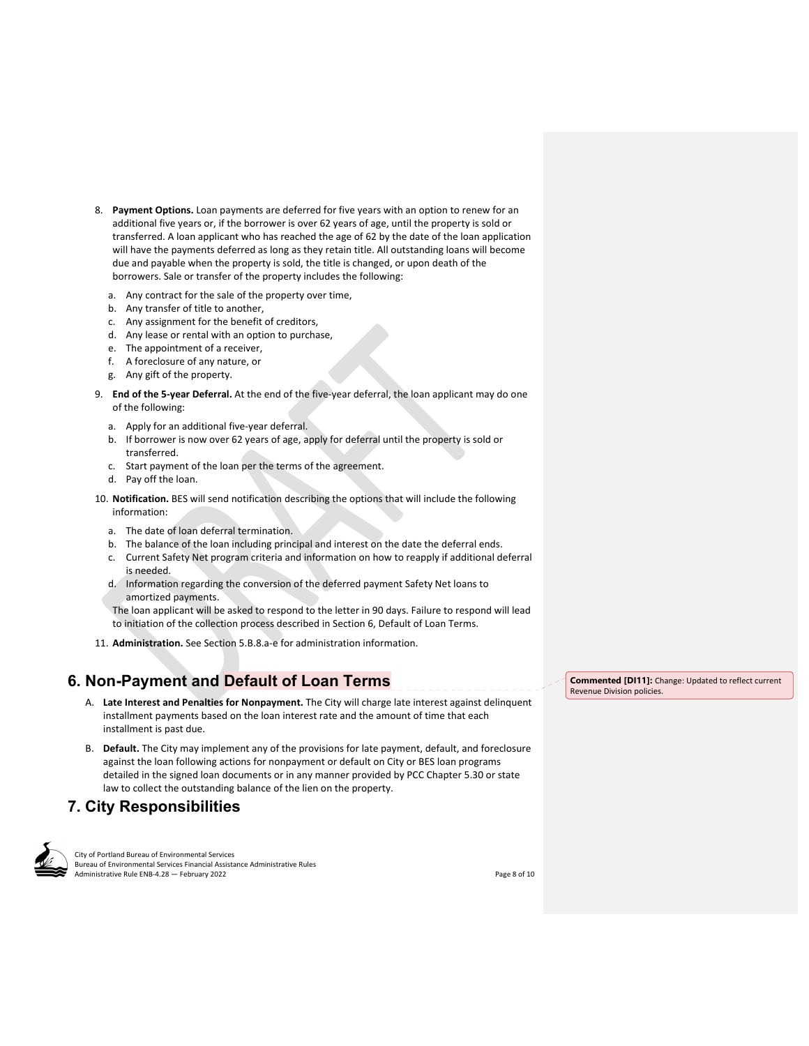8. **Payment Options.** Loan payments are deferred for five years with an option to renew for an additional five years or, if the borrower is over 62 years of age, until the property is sold or transferred. A loan applicant who has reached the age of 62 by the date of the loan application will have the payments deferred as long as they retain title. All outstanding loans will become due and payable when the property is sold, the title is changed, or upon death of the borrowers. Sale or transfer of the property includes the following:

   a. Any contract for the sale of the property over time,
   b. Any transfer of title to another,
   c. Any assignment for the benefit of creditors,
   d. Any lease or rental with an option to purchase,
   e. The appointment of a receiver,
   f. A foreclosure of any nature, or
   g. Any gift of the property.

9. **End of the 5-year Deferral.** At the end of the five-year deferral, the loan applicant may do one of the following:

   a. Apply for an additional five-year deferral.
   b. If borrower is now over 62 years of age, apply for deferral until the property is sold or transferred.
   c. Start payment of the loan per the terms of the agreement.
   d. Pay off the loan.

10. **Notification.** BES will send notification describing the options that will include the following information:

    a. The date of loan deferral termination.
    b. The balance of the loan including principal and interest on the date the deferral ends.
    c. Current Safety Net program criteria and information on how to reapply if additional deferral is needed.
    d. Information regarding the conversion of the deferred payment Safety Net loans to amortized payments.

    The loan applicant will be asked to respond to the letter in 90 days. Failure to respond will lead to initiation of the collection process described in Section 6, Default of Loan Terms.

11. **Administration.** See Section 5.B.8.a-e for administration information.

## 6. Non-Payment and Default of Loan Terms

**Commented [DI11]:** Change: Updated to reflect current Revenue Division policies.

A. **Late Interest and Penalties for Nonpayment.** The City will charge late interest against delinquent installment payments based on the loan interest rate and the amount of time that each installment is past due.

B. **Default.** The City may implement any of the provisions for late payment, default, and foreclosure against the loan following actions for nonpayment or default on City or BES loan programs detailed in the signed loan documents or in any manner provided by PCC Chapter 5.30 or state law to collect the outstanding balance of the lien on the property.

## 7. City Responsibilities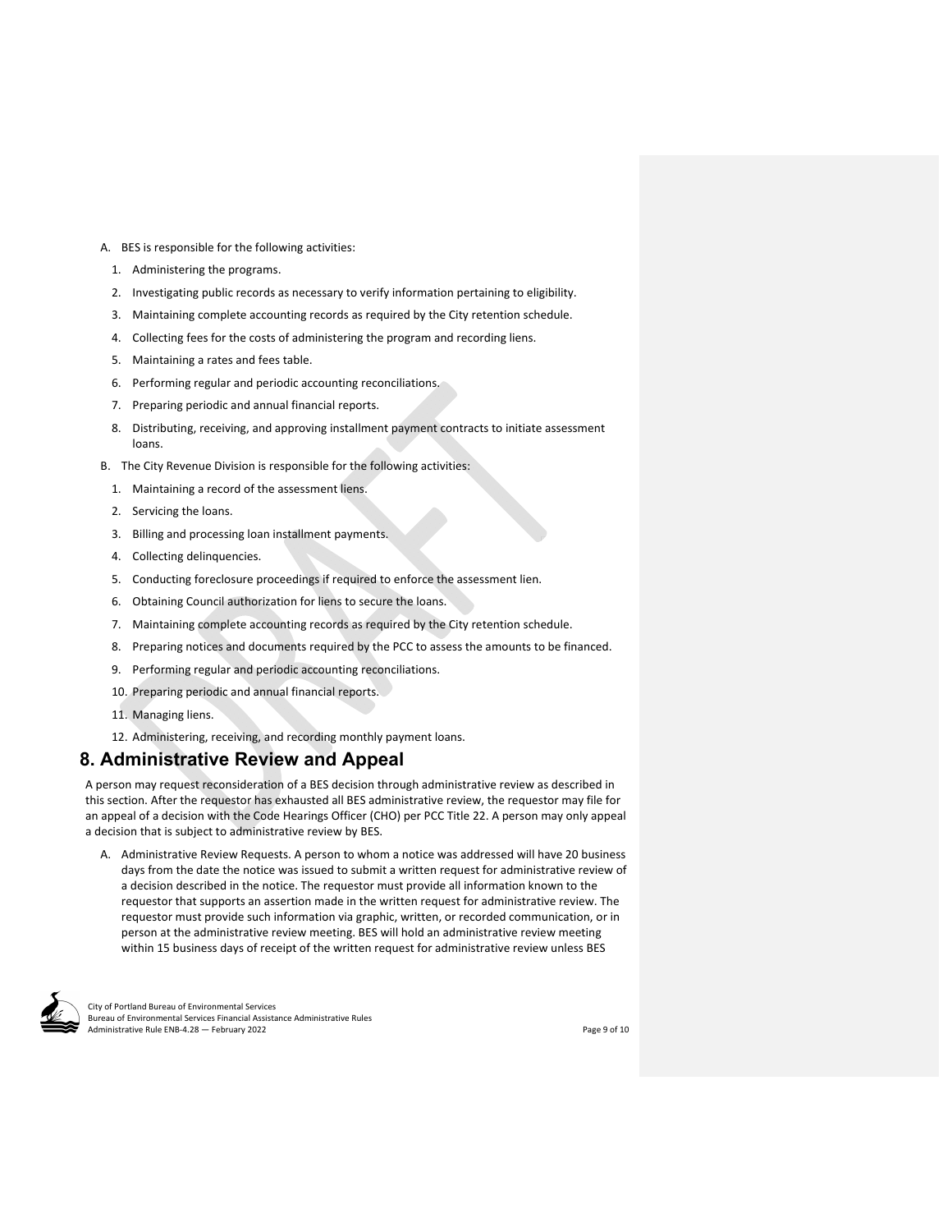A. BES is responsible for the following activities:

1. Administering the programs.
2. Investigating public records as necessary to verify information pertaining to eligibility.
3. Maintaining complete accounting records as required by the City retention schedule.
4. Collecting fees for the costs of administering the program and recording liens.
5. Maintaining a rates and fees table.
6. Performing regular and periodic accounting reconciliations.
7. Preparing periodic and annual financial reports.
8. Distributing, receiving, and approving installment payment contracts to initiate assessment loans.

B. The City Revenue Division is responsible for the following activities:

1. Maintaining a record of the assessment liens.
2. Servicing the loans.
3. Billing and processing loan installment payments.
4. Collecting delinquencies.
5. Conducting foreclosure proceedings if required to enforce the assessment lien.
6. Obtaining Council authorization for liens to secure the loans.
7. Maintaining complete accounting records as required by the City retention schedule.
8. Preparing notices and documents required by the PCC to assess the amounts to be financed.
9. Performing regular and periodic accounting reconciliations.
10. Preparing periodic and annual financial reports.
11. Managing liens.
12. Administering, receiving, and recording monthly payment loans.

## 8. Administrative Review and Appeal

A person may request reconsideration of a BES decision through administrative review as described in this section. After the requestor has exhausted all BES administrative review, the requestor may file for an appeal of a decision with the Code Hearings Officer (CHO) per PCC Title 22. A person may only appeal a decision that is subject to administrative review by BES.

A. Administrative Review Requests. A person to whom a notice was addressed will have 20 business days from the date the notice was issued to submit a written request for administrative review of a decision described in the notice. The requestor must provide all information known to the requestor that supports an assertion made in the written request for administrative review. The requestor must provide such information via graphic, written, or recorded communication, or in person at the administrative review meeting. BES will hold an administrative review meeting within 15 business days of receipt of the written request for administrative review unless BES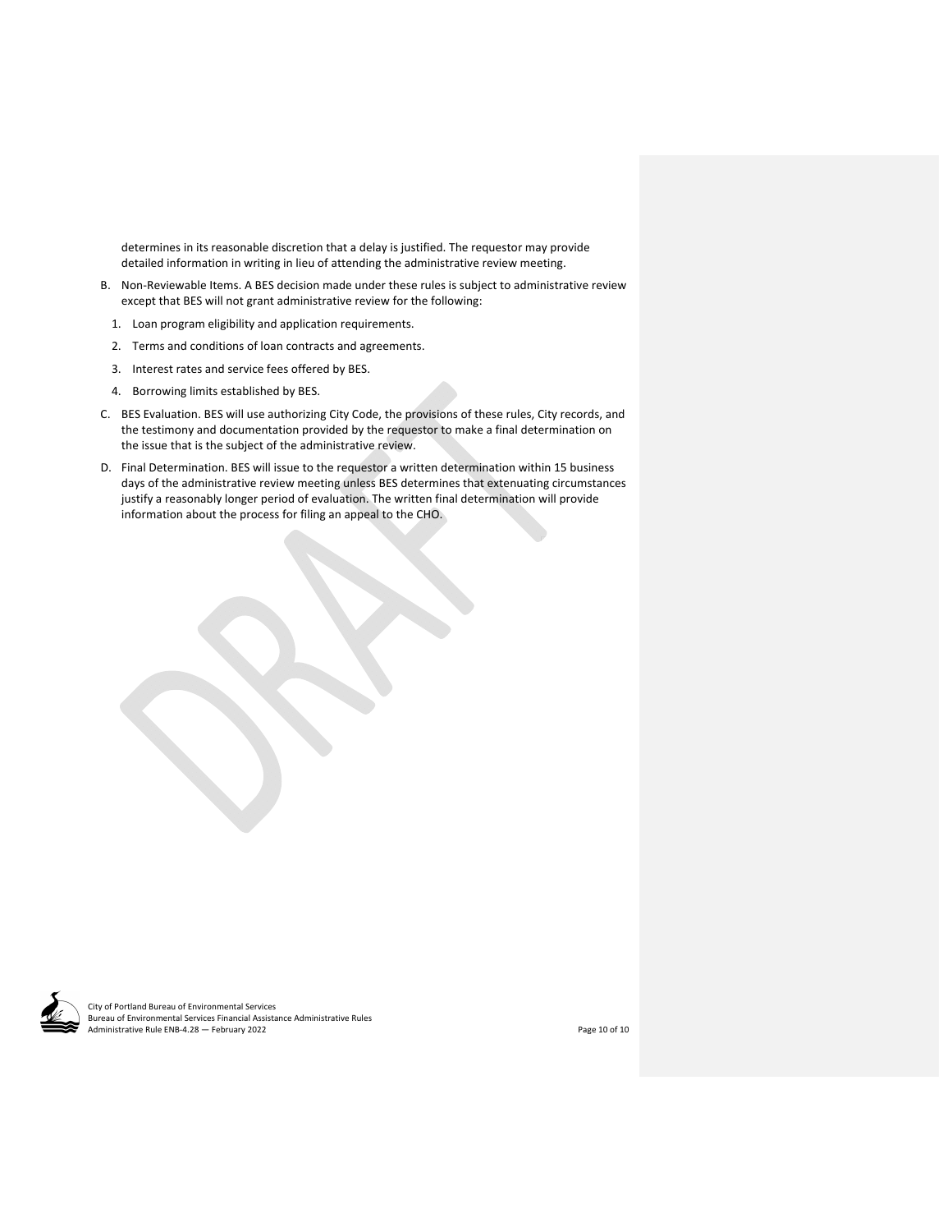determines in its reasonable discretion that a delay is justified. The requestor may provide detailed information in writing in lieu of attending the administrative review meeting.

B. Non-Reviewable Items. A BES decision made under these rules is subject to administrative review except that BES will not grant administrative review for the following:

   1. Loan program eligibility and application requirements.

   2. Terms and conditions of loan contracts and agreements.

   3. Interest rates and service fees offered by BES.

   4. Borrowing limits established by BES.

C. BES Evaluation. BES will use authorizing City Code, the provisions of these rules, City records, and the testimony and documentation provided by the requestor to make a final determination on the issue that is the subject of the administrative review.

D. Final Determination. BES will issue to the requestor a written determination within 15 business days of the administrative review meeting unless BES determines that extenuating circumstances justify a reasonably longer period of evaluation. The written final determination will provide information about the process for filing an appeal to the CHO.